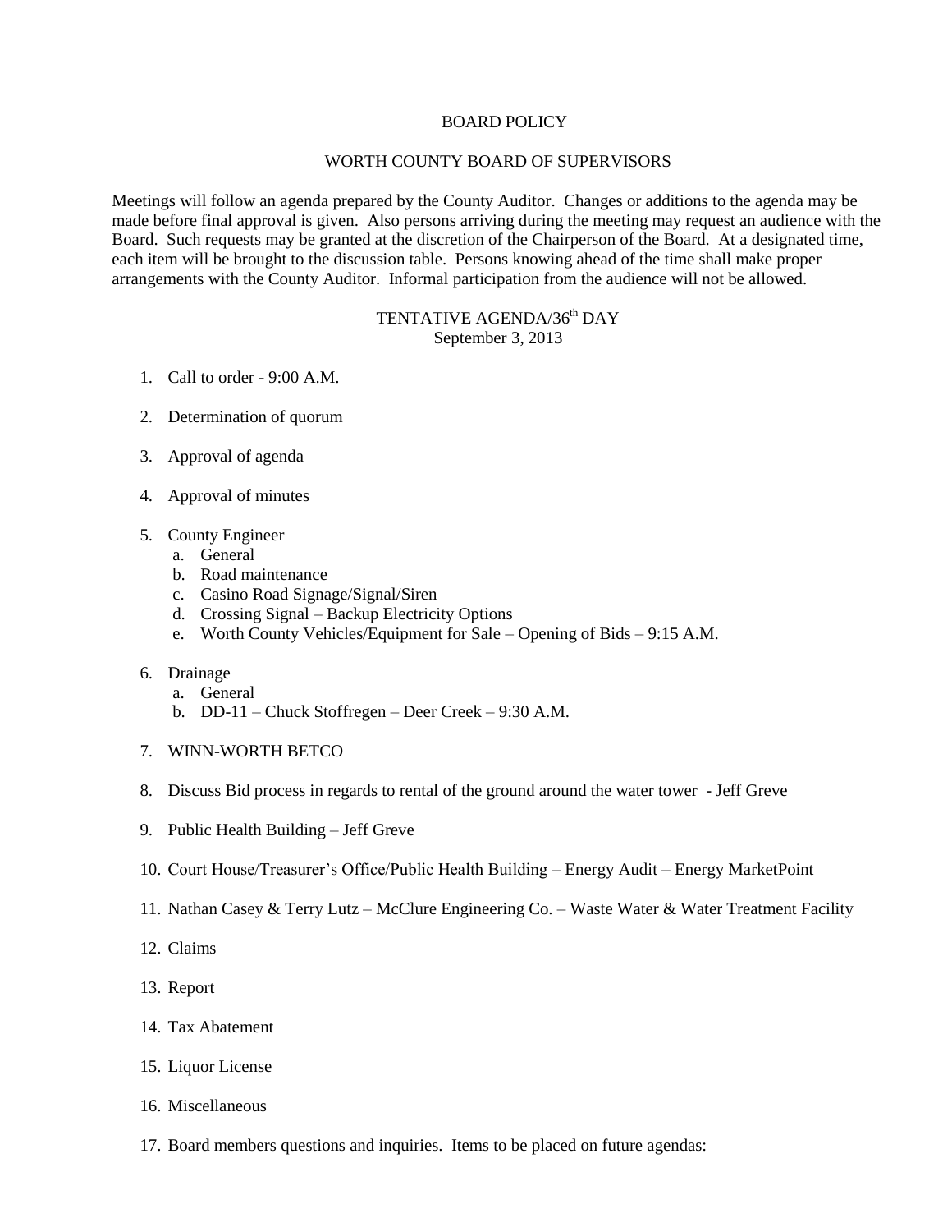# BOARD POLICY

## WORTH COUNTY BOARD OF SUPERVISORS

Meetings will follow an agenda prepared by the County Auditor. Changes or additions to the agenda may be made before final approval is given. Also persons arriving during the meeting may request an audience with the Board. Such requests may be granted at the discretion of the Chairperson of the Board. At a designated time, each item will be brought to the discussion table. Persons knowing ahead of the time shall make proper arrangements with the County Auditor. Informal participation from the audience will not be allowed.

### TENTATIVE AGENDA/36th DAY
September 3, 2013

1. Call to order - 9:00 A.M.
2. Determination of quorum
3. Approval of agenda
4. Approval of minutes
5. County Engineer
   a. General
   b. Road maintenance
   c. Casino Road Signage/Signal/Siren
   d. Crossing Signal – Backup Electricity Options
   e. Worth County Vehicles/Equipment for Sale – Opening of Bids – 9:15 A.M.
6. Drainage
   a. General
   b. DD-11 – Chuck Stoffregen – Deer Creek – 9:30 A.M.
7. WINN-WORTH BETCO
8. Discuss Bid process in regards to rental of the ground around the water tower - Jeff Greve
9. Public Health Building – Jeff Greve
10. Court House/Treasurer's Office/Public Health Building – Energy Audit – Energy MarketPoint
11. Nathan Casey & Terry Lutz – McClure Engineering Co. – Waste Water & Water Treatment Facility
12. Claims
13. Report
14. Tax Abatement
15. Liquor License
16. Miscellaneous
17. Board members questions and inquiries. Items to be placed on future agendas: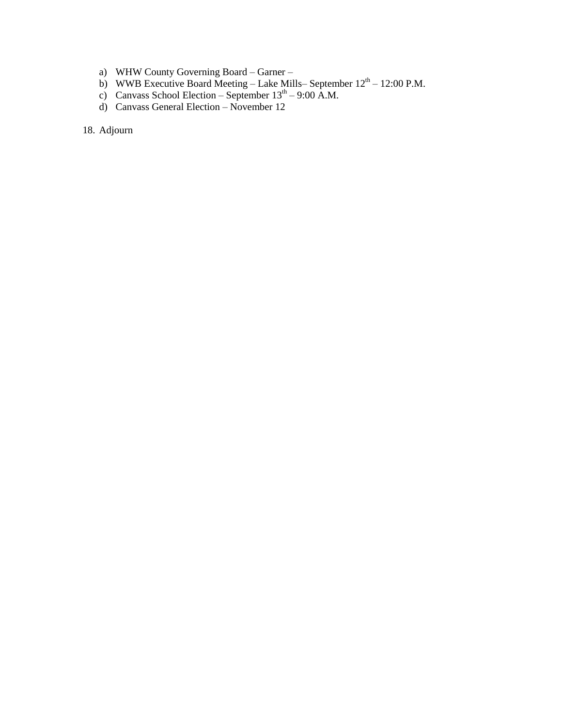a) WHW County Governing Board – Garner –
b) WWB Executive Board Meeting – Lake Mills– September 12th – 12:00 P.M.
c) Canvass School Election – September 13th – 9:00 A.M.
d) Canvass General Election – November 12

18. Adjourn